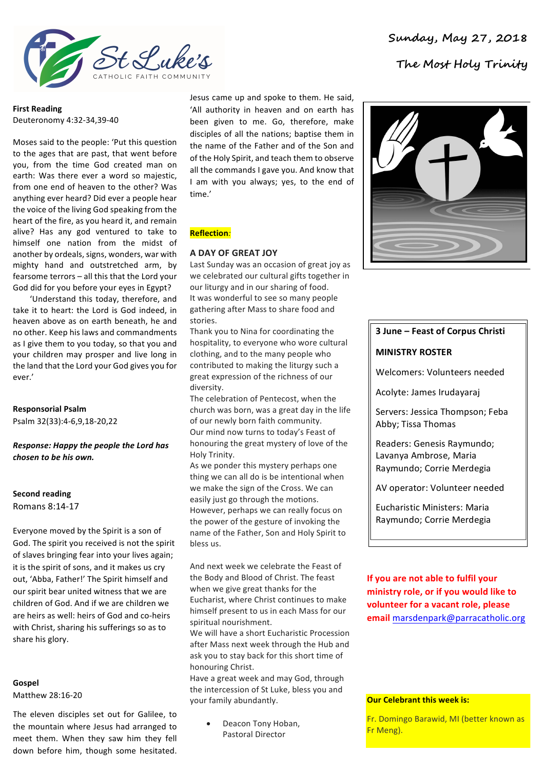St Luke's CATHOLIC FAITH COMMUNITY

**Sunday, May 27, 2018**

**The Most Holy Trinity**

**First Reading**
Deuteronomy 4:32-34,39-40

Moses said to the people: 'Put this question to the ages that are past, that went before you, from the time God created man on earth: Was there ever a word so majestic, from one end of heaven to the other? Was anything ever heard? Did ever a people hear the voice of the living God speaking from the heart of the fire, as you heard it, and remain alive? Has any god ventured to take to himself one nation from the midst of another by ordeals, signs, wonders, war with mighty hand and outstretched arm, by fearsome terrors – all this that the Lord your God did for you before your eyes in Egypt?

'Understand this today, therefore, and take it to heart: the Lord is God indeed, in heaven above as on earth beneath, he and no other. Keep his laws and commandments as I give them to you today, so that you and your children may prosper and live long in the land that the Lord your God gives you for ever.'

**Responsorial Psalm**
Psalm 32(33):4-6,9,18-20,22

***Response: Happy the people the Lord has chosen to be his own.***

**Second reading**
Romans 8:14-17

Everyone moved by the Spirit is a son of God. The spirit you received is not the spirit of slaves bringing fear into your lives again; it is the spirit of sons, and it makes us cry out, 'Abba, Father!' The Spirit himself and our spirit bear united witness that we are children of God. And if we are children we are heirs as well: heirs of God and co-heirs with Christ, sharing his sufferings so as to share his glory.

**Gospel**
Matthew 28:16-20

The eleven disciples set out for Galilee, to the mountain where Jesus had arranged to meet them. When they saw him they fell down before him, though some hesitated. Jesus came up and spoke to them. He said, 'All authority in heaven and on earth has been given to me. Go, therefore, make disciples of all the nations; baptise them in the name of the Father and of the Son and of the Holy Spirit, and teach them to observe all the commands I gave you. And know that I am with you always; yes, to the end of time.'

**Reflection**:

**A DAY OF GREAT JOY**

Last Sunday was an occasion of great joy as we celebrated our cultural gifts together in our liturgy and in our sharing of food.
It was wonderful to see so many people gathering after Mass to share food and stories.
Thank you to Nina for coordinating the hospitality, to everyone who wore cultural clothing, and to the many people who contributed to making the liturgy such a great expression of the richness of our diversity.
The celebration of Pentecost, when the church was born, was a great day in the life of our newly born faith community.
Our mind now turns to today's Feast of honouring the great mystery of love of the Holy Trinity.
As we ponder this mystery perhaps one thing we can all do is be intentional when we make the sign of the Cross. We can easily just go through the motions. However, perhaps we can really focus on the power of the gesture of invoking the name of the Father, Son and Holy Spirit to bless us.

And next week we celebrate the Feast of the Body and Blood of Christ. The feast when we give great thanks for the Eucharist, where Christ continues to make himself present to us in each Mass for our spiritual nourishment.
We will have a short Eucharistic Procession after Mass next week through the Hub and ask you to stay back for this short time of honouring Christ.
Have a great week and may God, through the intercession of St Luke, bless you and your family abundantly.

- Deacon Tony Hoban, Pastoral Director

**3 June – Feast of Corpus Christi**

**MINISTRY ROSTER**

Welcomers: Volunteers needed

Acolyte: James Irudayaraj

Servers: Jessica Thompson; Feba Abby; Tissa Thomas

Readers: Genesis Raymundo; Lavanya Ambrose, Maria Raymundo; Corrie Merdegia

AV operator: Volunteer needed

Eucharistic Ministers: Maria Raymundo; Corrie Merdegia

**If you are not able to fulfil your ministry role, or if you would like to volunteer for a vacant role, please email** marsdenpark@parracatholic.org

**Our Celebrant this week is:**

Fr. Domingo Barawid, MI (better known as Fr Meng).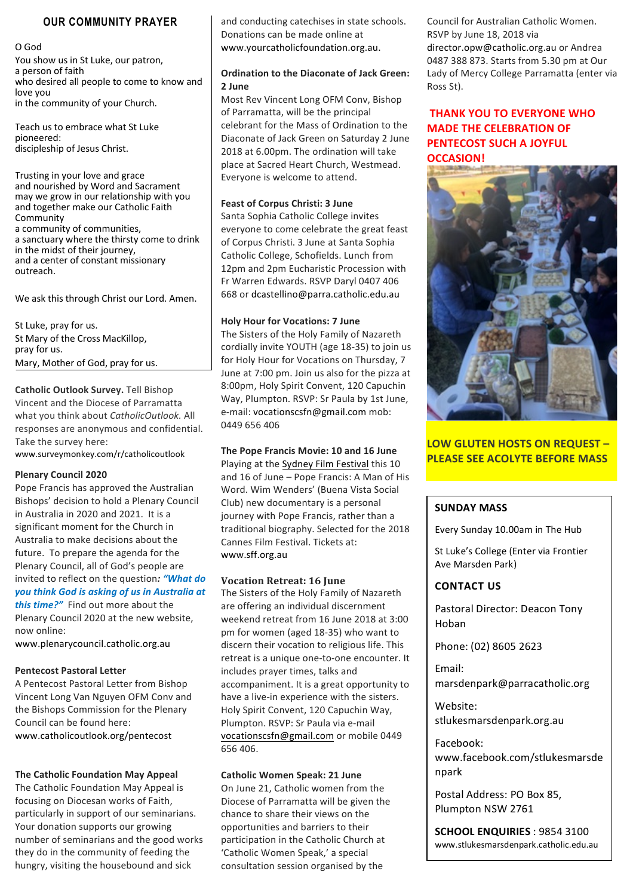## OUR COMMUNITY PRAYER

O God
You show us in St Luke, our patron,
a person of faith
who desired all people to come to know and love you
in the community of your Church.

Teach us to embrace what St Luke pioneered:
discipleship of Jesus Christ.

Trusting in your love and grace
and nourished by Word and Sacrament
may we grow in our relationship with you
and together make our Catholic Faith Community
a community of communities,
a sanctuary where the thirsty come to drink
in the midst of their journey,
and a center of constant missionary outreach.

We ask this through Christ our Lord. Amen.

St Luke, pray for us.
St Mary of the Cross MacKillop,
pray for us.
Mary, Mother of God, pray for us.

**Catholic Outlook Survey.** Tell Bishop Vincent and the Diocese of Parramatta what you think about *CatholicOutlook*. All responses are anonymous and confidential. Take the survey here:
www.surveymonkey.com/r/catholicoutlook

**Plenary Council 2020**
Pope Francis has approved the Australian Bishops' decision to hold a Plenary Council in Australia in 2020 and 2021. It is a significant moment for the Church in Australia to make decisions about the future. To prepare the agenda for the Plenary Council, all of God's people are invited to reflect on the question: ***"What do you think God is asking of us in Australia at this time?"*** Find out more about the Plenary Council 2020 at the new website, now online:
www.plenarycouncil.catholic.org.au

**Pentecost Pastoral Letter**
A Pentecost Pastoral Letter from Bishop Vincent Long Van Nguyen OFM Conv and the Bishops Commission for the Plenary Council can be found here:
www.catholicoutlook.org/pentecost

**The Catholic Foundation May Appeal**
The Catholic Foundation May Appeal is focusing on Diocesan works of Faith, particularly in support of our seminarians. Your donation supports our growing number of seminarians and the good works they do in the community of feeding the hungry, visiting the housebound and sick and conducting catechises in state schools. Donations can be made online at www.yourcatholicfoundation.org.au.

**Ordination to the Diaconate of Jack Green: 2 June**
Most Rev Vincent Long OFM Conv, Bishop of Parramatta, will be the principal celebrant for the Mass of Ordination to the Diaconate of Jack Green on Saturday 2 June 2018 at 6.00pm. The ordination will take place at Sacred Heart Church, Westmead. Everyone is welcome to attend.

**Feast of Corpus Christi: 3 June**
Santa Sophia Catholic College invites everyone to come celebrate the great feast of Corpus Christi. 3 June at Santa Sophia Catholic College, Schofields. Lunch from 12pm and 2pm Eucharistic Procession with Fr Warren Edwards. RSVP Daryl 0407 406 668 or dcastellino@parra.catholic.edu.au

**Holy Hour for Vocations: 7 June**
The Sisters of the Holy Family of Nazareth cordially invite YOUTH (age 18-35) to join us for Holy Hour for Vocations on Thursday, 7 June at 7:00 pm. Join us also for the pizza at 8:00pm, Holy Spirit Convent, 120 Capuchin Way, Plumpton. RSVP: Sr Paula by 1st June, e-mail: vocationscsfn@gmail.com mob: 0449 656 406

**The Pope Francis Movie: 10 and 16 June**
Playing at the Sydney Film Festival this 10 and 16 of June – Pope Francis: A Man of His Word. Wim Wenders' (Buena Vista Social Club) new documentary is a personal journey with Pope Francis, rather than a traditional biography. Selected for the 2018 Cannes Film Festival. Tickets at: www.sff.org.au

**Vocation Retreat: 16 June**
The Sisters of the Holy Family of Nazareth are offering an individual discernment weekend retreat from 16 June 2018 at 3:00 pm for women (aged 18-35) who want to discern their vocation to religious life. This retreat is a unique one-to-one encounter. It includes prayer times, talks and accompaniment. It is a great opportunity to have a live-in experience with the sisters. Holy Spirit Convent, 120 Capuchin Way, Plumpton. RSVP: Sr Paula via e-mail vocationscsfn@gmail.com or mobile 0449 656 406.

**Catholic Women Speak: 21 June**
On June 21, Catholic women from the Diocese of Parramatta will be given the chance to share their views on the opportunities and barriers to their participation in the Catholic Church at 'Catholic Women Speak,' a special consultation session organised by the Council for Australian Catholic Women. RSVP by June 18, 2018 via director.opw@catholic.org.au or Andrea 0487 388 873. Starts from 5.30 pm at Our Lady of Mercy College Parramatta (enter via Ross St).

**THANK YOU TO EVERYONE WHO MADE THE CELEBRATION OF PENTECOST SUCH A JOYFUL OCCASION!**

**LOW GLUTEN HOSTS ON REQUEST – PLEASE SEE ACOLYTE BEFORE MASS**

**SUNDAY MASS**

Every Sunday 10.00am in The Hub

St Luke's College (Enter via Frontier Ave Marsden Park)

**CONTACT US**

Pastoral Director: Deacon Tony Hoban

Phone: (02) 8605 2623

Email: marsdenpark@parracatholic.org

Website: stlukesmarsdenpark.org.au

Facebook: www.facebook.com/stlukesmarsdenpark

Postal Address: PO Box 85, Plumpton NSW 2761

**SCHOOL ENQUIRIES** : 9854 3100
www.stlukesmarsdenpark.catholic.edu.au